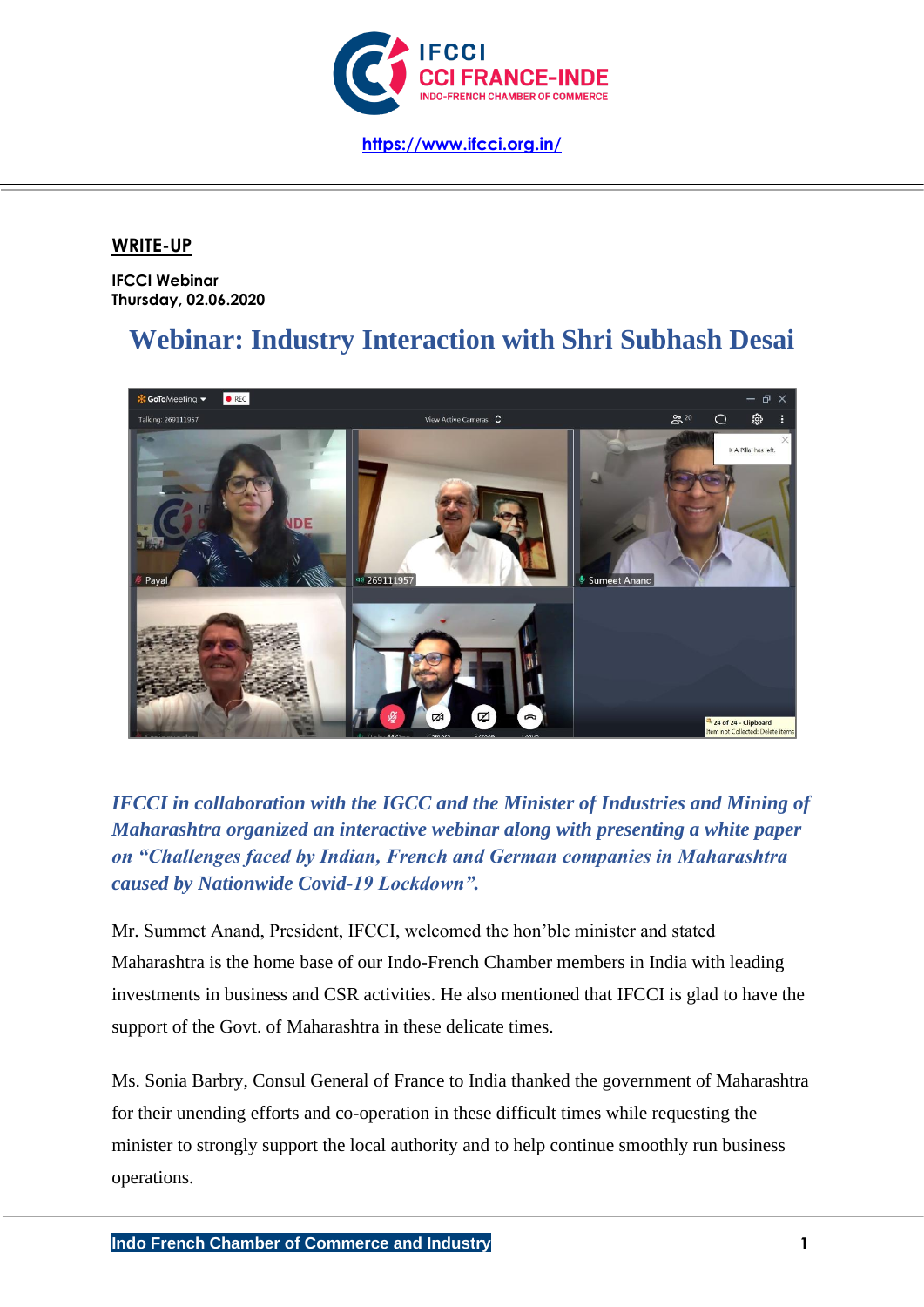https://www.ifcci.org.in/

## WRITE-UP

**IFCCI Webinar**
**Thursday, 02.06.2020**

# Webinar: Industry Interaction with Shri Subhash Desai

***IFCCI in collaboration with the IGCC and the Minister of Industries and Mining of Maharashtra organized an interactive webinar along with presenting a white paper on "Challenges faced by Indian, French and German companies in Maharashtra caused by Nationwide Covid-19 Lockdown".***

Mr. Summet Anand, President, IFCCI, welcomed the hon'ble minister and stated Maharashtra is the home base of our Indo-French Chamber members in India with leading investments in business and CSR activities. He also mentioned that IFCCI is glad to have the support of the Govt. of Maharashtra in these delicate times.

Ms. Sonia Barbry, Consul General of France to India thanked the government of Maharashtra for their unending efforts and co-operation in these difficult times while requesting the minister to strongly support the local authority and to help continue smoothly run business operations.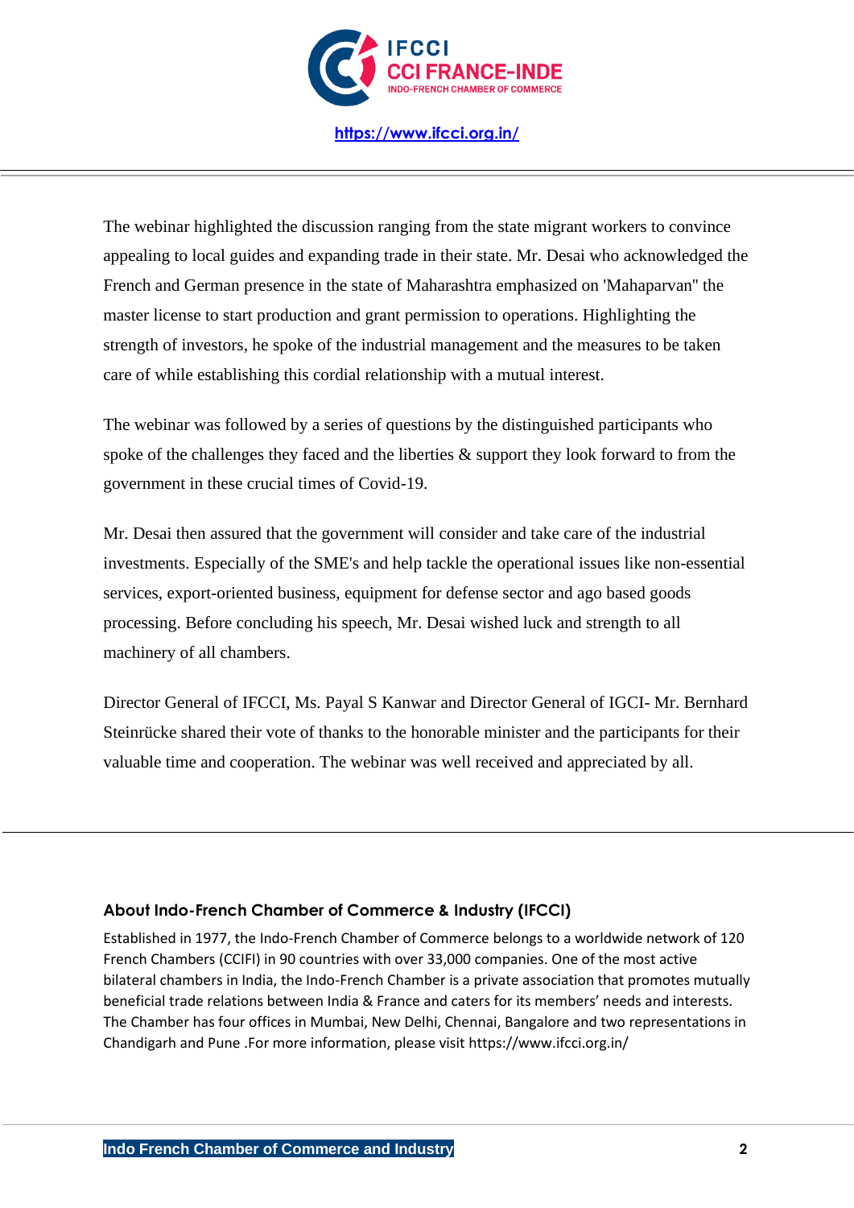The webinar highlighted the discussion ranging from the state migrant workers to convince appealing to local guides and expanding trade in their state. Mr. Desai who acknowledged the French and German presence in the state of Maharashtra emphasized on 'Mahaparvan" the master license to start production and grant permission to operations. Highlighting the strength of investors, he spoke of the industrial management and the measures to be taken care of while establishing this cordial relationship with a mutual interest.

The webinar was followed by a series of questions by the distinguished participants who spoke of the challenges they faced and the liberties & support they look forward to from the government in these crucial times of Covid-19.

Mr. Desai then assured that the government will consider and take care of the industrial investments. Especially of the SME's and help tackle the operational issues like non-essential services, export-oriented business, equipment for defense sector and ago based goods processing. Before concluding his speech, Mr. Desai wished luck and strength to all machinery of all chambers.

Director General of IFCCI, Ms. Payal S Kanwar and Director General of IGCI- Mr. Bernhard Steinrücke shared their vote of thanks to the honorable minister and the participants for their valuable time and cooperation. The webinar was well received and appreciated by all.

---

**About Indo-French Chamber of Commerce & Industry (IFCCI)**

Established in 1977, the Indo-French Chamber of Commerce belongs to a worldwide network of 120 French Chambers (CCIFI) in 90 countries with over 33,000 companies. One of the most active bilateral chambers in India, the Indo-French Chamber is a private association that promotes mutually beneficial trade relations between India & France and caters for its members' needs and interests. The Chamber has four offices in Mumbai, New Delhi, Chennai, Bangalore and two representations in Chandigarh and Pune .For more information, please visit https://www.ifcci.org.in/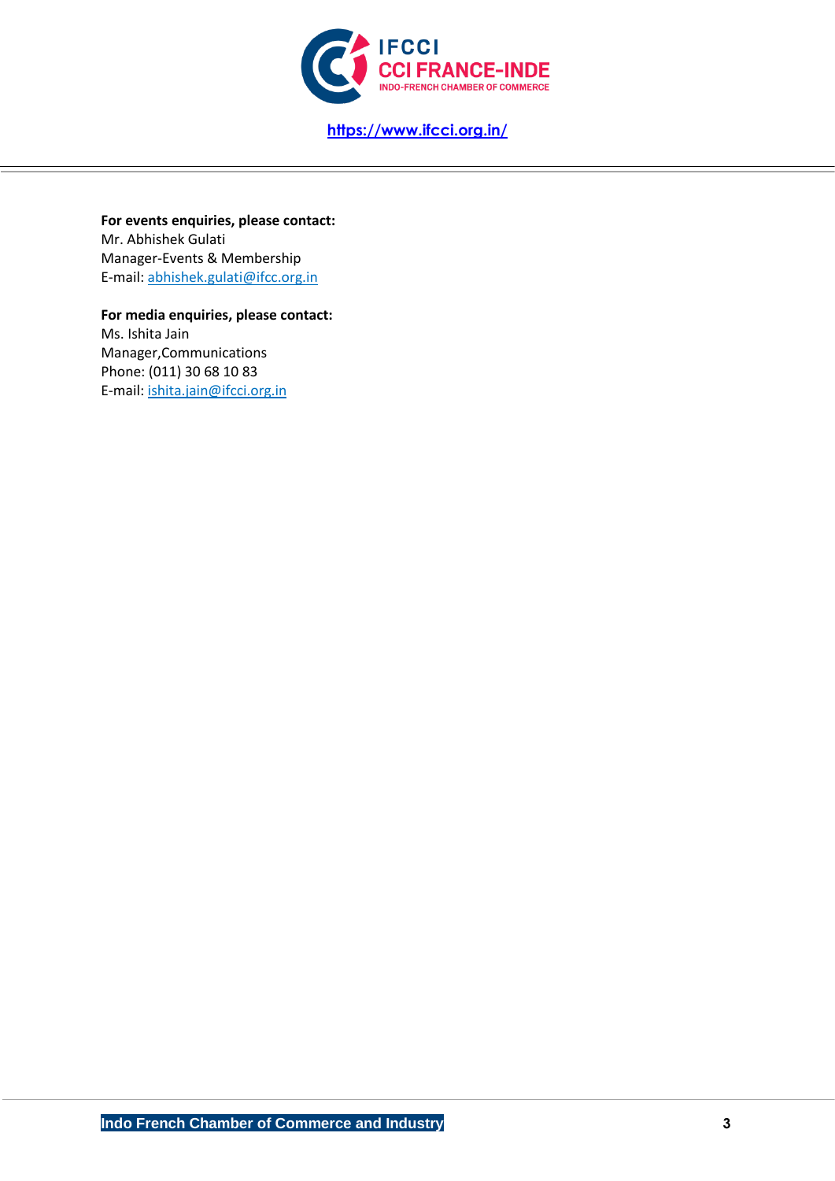https://www.ifcci.org.in/

**For events enquiries, please contact:**
Mr. Abhishek Gulati
Manager-Events & Membership
E-mail: abhishek.gulati@ifcc.org.in

**For media enquiries, please contact:**
Ms. Ishita Jain
Manager,Communications
Phone: (011) 30 68 10 83
E-mail: ishita.jain@ifcci.org.in